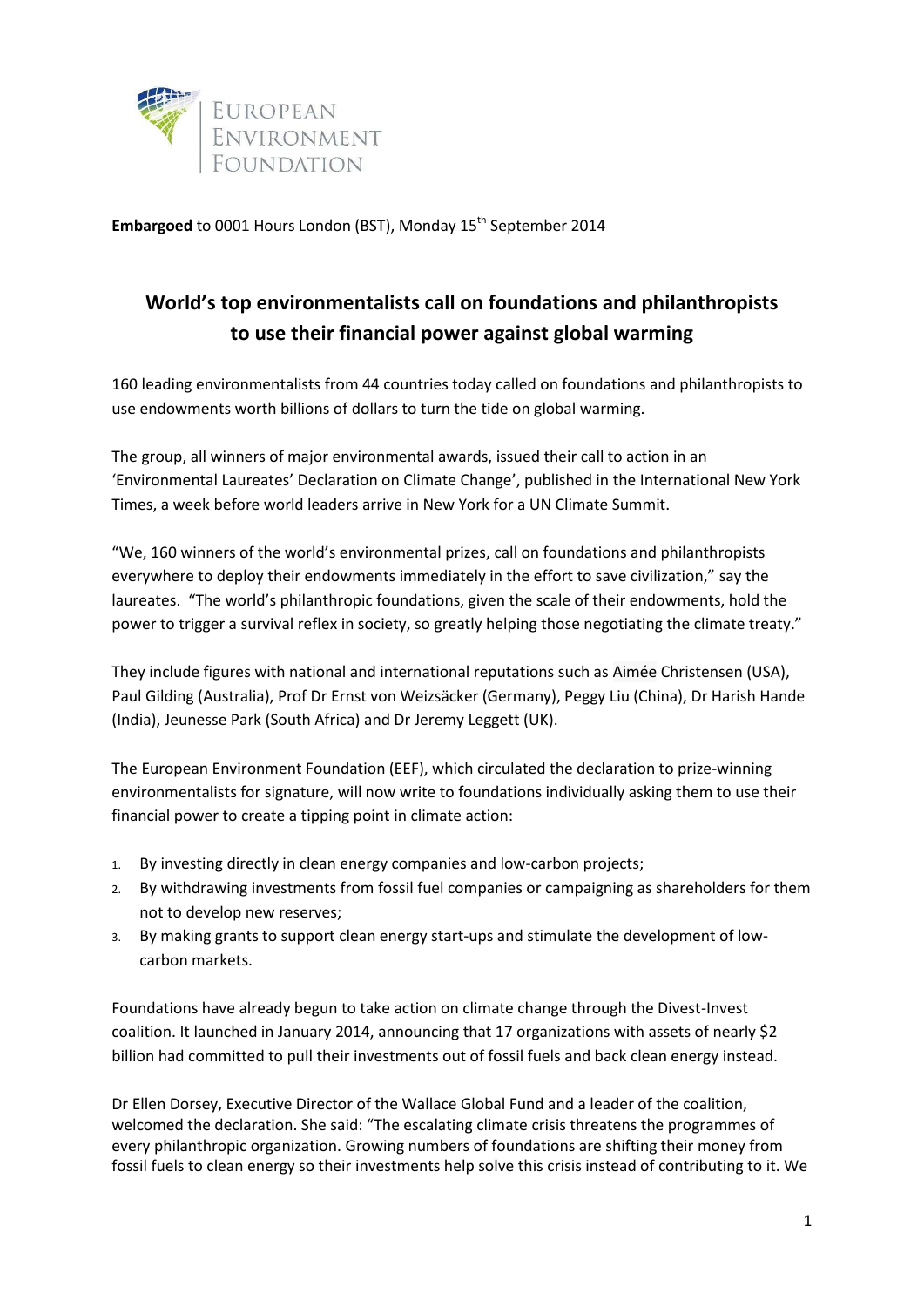EUROPEAN ENVIRONMENT FOUNDATION

**Embargoed** to 0001 Hours London (BST), Monday 15th September 2014

# World's top environmentalists call on foundations and philanthropists to use their financial power against global warming

160 leading environmentalists from 44 countries today called on foundations and philanthropists to use endowments worth billions of dollars to turn the tide on global warming.

The group, all winners of major environmental awards, issued their call to action in an 'Environmental Laureates' Declaration on Climate Change', published in the International New York Times, a week before world leaders arrive in New York for a UN Climate Summit.

"We, 160 winners of the world's environmental prizes, call on foundations and philanthropists everywhere to deploy their endowments immediately in the effort to save civilization," say the laureates. "The world's philanthropic foundations, given the scale of their endowments, hold the power to trigger a survival reflex in society, so greatly helping those negotiating the climate treaty."

They include figures with national and international reputations such as Aimée Christensen (USA), Paul Gilding (Australia), Prof Dr Ernst von Weizsäcker (Germany), Peggy Liu (China), Dr Harish Hande (India), Jeunesse Park (South Africa) and Dr Jeremy Leggett (UK).

The European Environment Foundation (EEF), which circulated the declaration to prize-winning environmentalists for signature, will now write to foundations individually asking them to use their financial power to create a tipping point in climate action:

1. By investing directly in clean energy companies and low-carbon projects;
2. By withdrawing investments from fossil fuel companies or campaigning as shareholders for them not to develop new reserves;
3. By making grants to support clean energy start-ups and stimulate the development of low-carbon markets.

Foundations have already begun to take action on climate change through the Divest-Invest coalition. It launched in January 2014, announcing that 17 organizations with assets of nearly $2 billion had committed to pull their investments out of fossil fuels and back clean energy instead.

Dr Ellen Dorsey, Executive Director of the Wallace Global Fund and a leader of the coalition, welcomed the declaration. She said: "The escalating climate crisis threatens the programmes of every philanthropic organization. Growing numbers of foundations are shifting their money from fossil fuels to clean energy so their investments help solve this crisis instead of contributing to it. We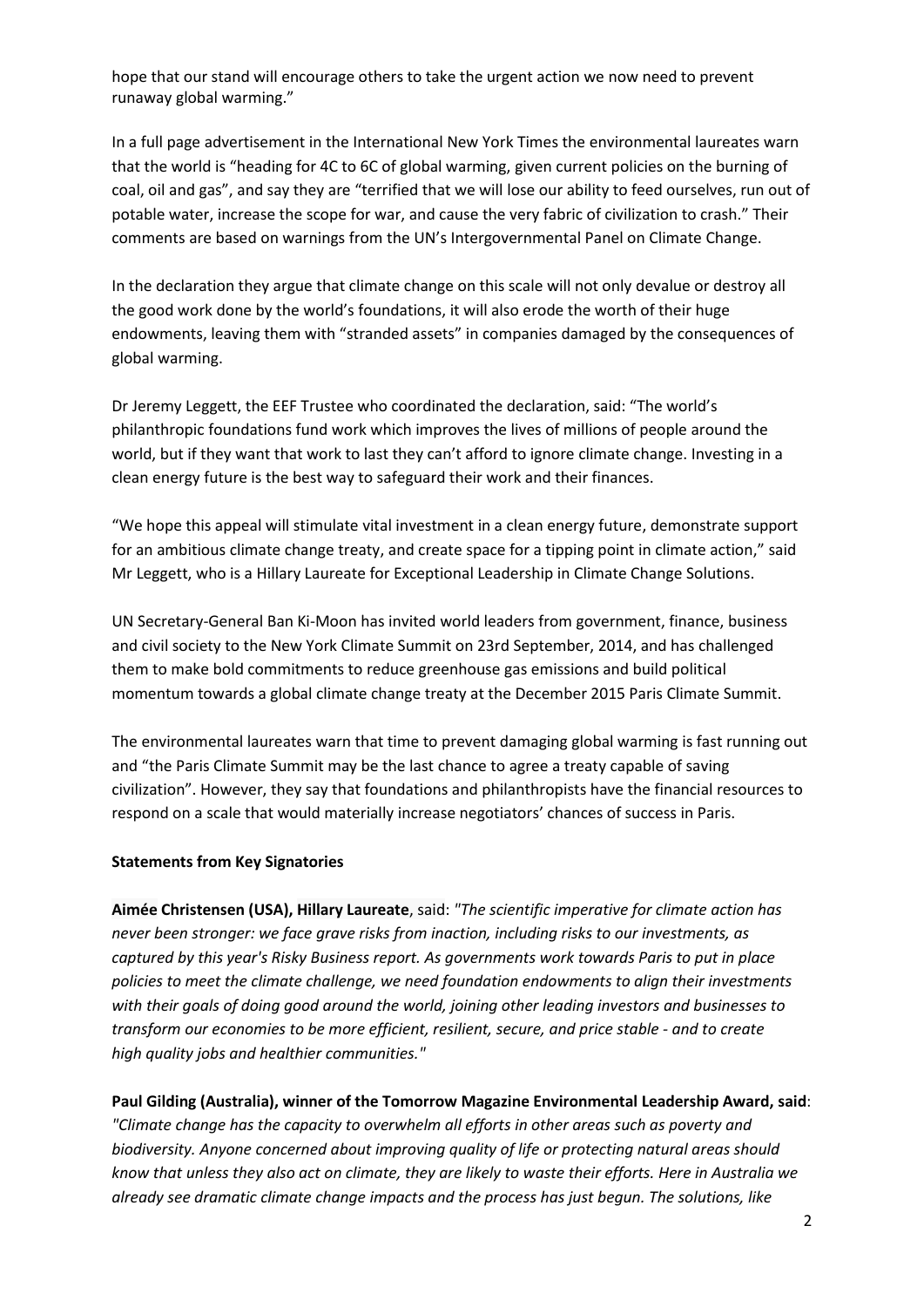hope that our stand will encourage others to take the urgent action we now need to prevent runaway global warming."

In a full page advertisement in the International New York Times the environmental laureates warn that the world is "heading for 4C to 6C of global warming, given current policies on the burning of coal, oil and gas", and say they are "terrified that we will lose our ability to feed ourselves, run out of potable water, increase the scope for war, and cause the very fabric of civilization to crash." Their comments are based on warnings from the UN's Intergovernmental Panel on Climate Change.

In the declaration they argue that climate change on this scale will not only devalue or destroy all the good work done by the world's foundations, it will also erode the worth of their huge endowments, leaving them with "stranded assets" in companies damaged by the consequences of global warming.

Dr Jeremy Leggett, the EEF Trustee who coordinated the declaration, said: "The world's philanthropic foundations fund work which improves the lives of millions of people around the world, but if they want that work to last they can't afford to ignore climate change. Investing in a clean energy future is the best way to safeguard their work and their finances.

"We hope this appeal will stimulate vital investment in a clean energy future, demonstrate support for an ambitious climate change treaty, and create space for a tipping point in climate action," said Mr Leggett, who is a Hillary Laureate for Exceptional Leadership in Climate Change Solutions.

UN Secretary-General Ban Ki-Moon has invited world leaders from government, finance, business and civil society to the New York Climate Summit on 23rd September, 2014, and has challenged them to make bold commitments to reduce greenhouse gas emissions and build political momentum towards a global climate change treaty at the December 2015 Paris Climate Summit.

The environmental laureates warn that time to prevent damaging global warming is fast running out and "the Paris Climate Summit may be the last chance to agree a treaty capable of saving civilization". However, they say that foundations and philanthropists have the financial resources to respond on a scale that would materially increase negotiators' chances of success in Paris.

**Statements from Key Signatories**

**Aimée Christensen (USA), Hillary Laureate**, said: *"The scientific imperative for climate action has never been stronger: we face grave risks from inaction, including risks to our investments, as captured by this year's Risky Business report. As governments work towards Paris to put in place policies to meet the climate challenge, we need foundation endowments to align their investments with their goals of doing good around the world, joining other leading investors and businesses to transform our economies to be more efficient, resilient, secure, and price stable - and to create high quality jobs and healthier communities."*

**Paul Gilding (Australia), winner of the Tomorrow Magazine Environmental Leadership Award, said**: *"Climate change has the capacity to overwhelm all efforts in other areas such as poverty and biodiversity. Anyone concerned about improving quality of life or protecting natural areas should know that unless they also act on climate, they are likely to waste their efforts. Here in Australia we already see dramatic climate change impacts and the process has just begun. The solutions, like*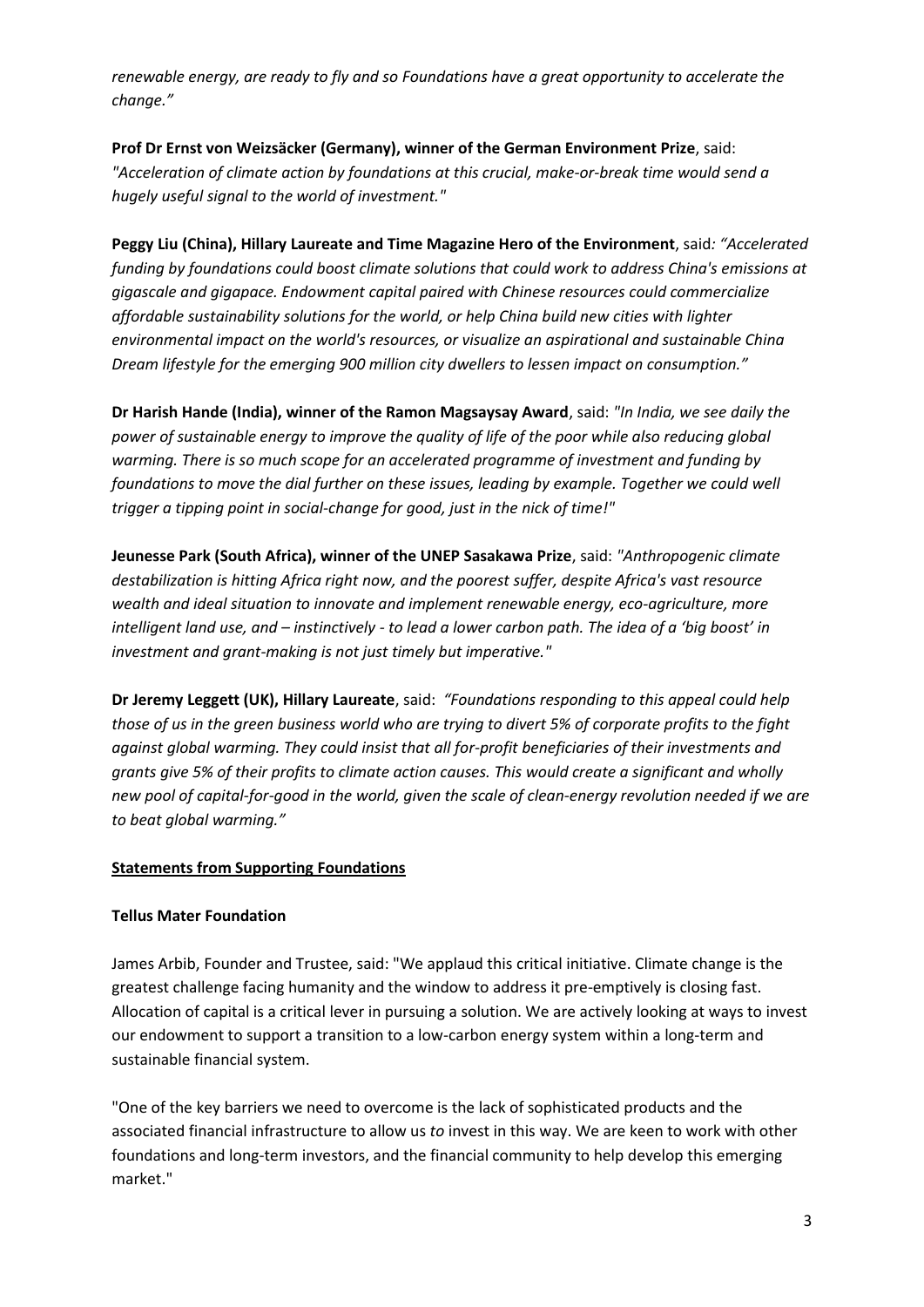*renewable energy, are ready to fly and so Foundations have a great opportunity to accelerate the change."*

**Prof Dr Ernst von Weizsäcker (Germany), winner of the German Environment Prize**, said: *"Acceleration of climate action by foundations at this crucial, make-or-break time would send a hugely useful signal to the world of investment."*

**Peggy Liu (China), Hillary Laureate and Time Magazine Hero of the Environment**, said*: "Accelerated funding by foundations could boost climate solutions that could work to address China's emissions at gigascale and gigapace. Endowment capital paired with Chinese resources could commercialize affordable sustainability solutions for the world, or help China build new cities with lighter environmental impact on the world's resources, or visualize an aspirational and sustainable China Dream lifestyle for the emerging 900 million city dwellers to lessen impact on consumption."*

**Dr Harish Hande (India), winner of the Ramon Magsaysay Award**, said: *"In India, we see daily the power of sustainable energy to improve the quality of life of the poor while also reducing global warming. There is so much scope for an accelerated programme of investment and funding by foundations to move the dial further on these issues, leading by example. Together we could well trigger a tipping point in social-change for good, just in the nick of time!"*

**Jeunesse Park (South Africa), winner of the UNEP Sasakawa Prize**, said: *"Anthropogenic climate destabilization is hitting Africa right now, and the poorest suffer, despite Africa's vast resource wealth and ideal situation to innovate and implement renewable energy, eco-agriculture, more intelligent land use, and – instinctively - to lead a lower carbon path. The idea of a 'big boost' in investment and grant-making is not just timely but imperative."*

**Dr Jeremy Leggett (UK), Hillary Laureate**, said: *"Foundations responding to this appeal could help those of us in the green business world who are trying to divert 5% of corporate profits to the fight against global warming. They could insist that all for-profit beneficiaries of their investments and grants give 5% of their profits to climate action causes. This would create a significant and wholly new pool of capital-for-good in the world, given the scale of clean-energy revolution needed if we are to beat global warming."*

**Statements from Supporting Foundations**

**Tellus Mater Foundation**

James Arbib, Founder and Trustee, said: "We applaud this critical initiative. Climate change is the greatest challenge facing humanity and the window to address it pre-emptively is closing fast. Allocation of capital is a critical lever in pursuing a solution. We are actively looking at ways to invest our endowment to support a transition to a low-carbon energy system within a long-term and sustainable financial system.

"One of the key barriers we need to overcome is the lack of sophisticated products and the associated financial infrastructure to allow us *to* invest in this way. We are keen to work with other foundations and long-term investors, and the financial community to help develop this emerging market."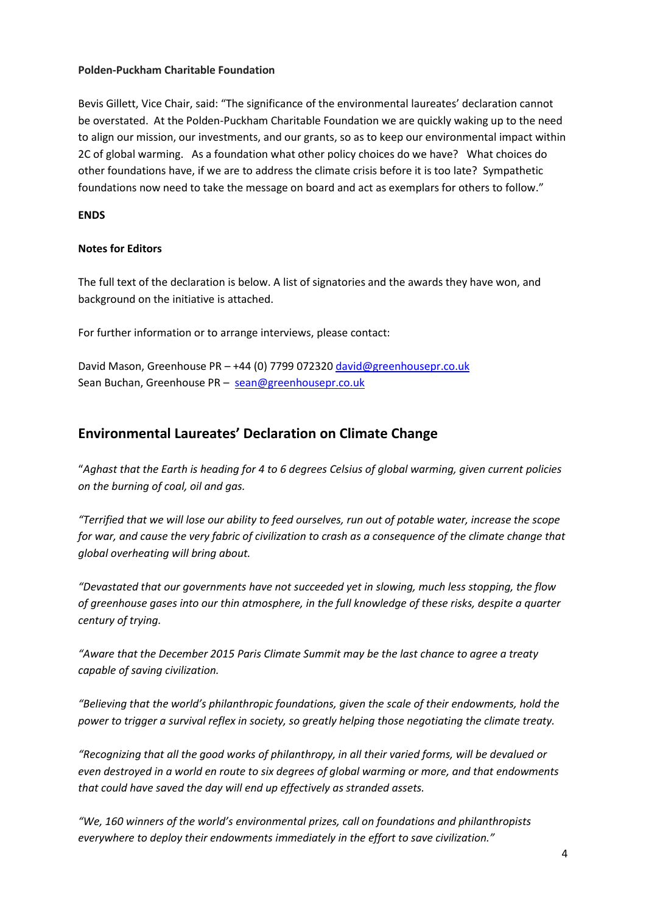**Polden-Puckham Charitable Foundation**

Bevis Gillett, Vice Chair, said: "The significance of the environmental laureates' declaration cannot be overstated. At the Polden-Puckham Charitable Foundation we are quickly waking up to the need to align our mission, our investments, and our grants, so as to keep our environmental impact within 2C of global warming. As a foundation what other policy choices do we have? What choices do other foundations have, if we are to address the climate crisis before it is too late? Sympathetic foundations now need to take the message on board and act as exemplars for others to follow."

**ENDS**

**Notes for Editors**

The full text of the declaration is below. A list of signatories and the awards they have won, and background on the initiative is attached.

For further information or to arrange interviews, please contact:

David Mason, Greenhouse PR – +44 (0) 7799 072320 david@greenhousepr.co.uk
Sean Buchan, Greenhouse PR – sean@greenhousepr.co.uk

## Environmental Laureates' Declaration on Climate Change

"*Aghast that the Earth is heading for 4 to 6 degrees Celsius of global warming, given current policies on the burning of coal, oil and gas.*

*"Terrified that we will lose our ability to feed ourselves, run out of potable water, increase the scope for war, and cause the very fabric of civilization to crash as a consequence of the climate change that global overheating will bring about.*

*"Devastated that our governments have not succeeded yet in slowing, much less stopping, the flow of greenhouse gases into our thin atmosphere, in the full knowledge of these risks, despite a quarter century of trying.*

*"Aware that the December 2015 Paris Climate Summit may be the last chance to agree a treaty capable of saving civilization.*

*"Believing that the world's philanthropic foundations, given the scale of their endowments, hold the power to trigger a survival reflex in society, so greatly helping those negotiating the climate treaty.*

*"Recognizing that all the good works of philanthropy, in all their varied forms, will be devalued or even destroyed in a world en route to six degrees of global warming or more, and that endowments that could have saved the day will end up effectively as stranded assets.*

*"We, 160 winners of the world's environmental prizes, call on foundations and philanthropists everywhere to deploy their endowments immediately in the effort to save civilization."*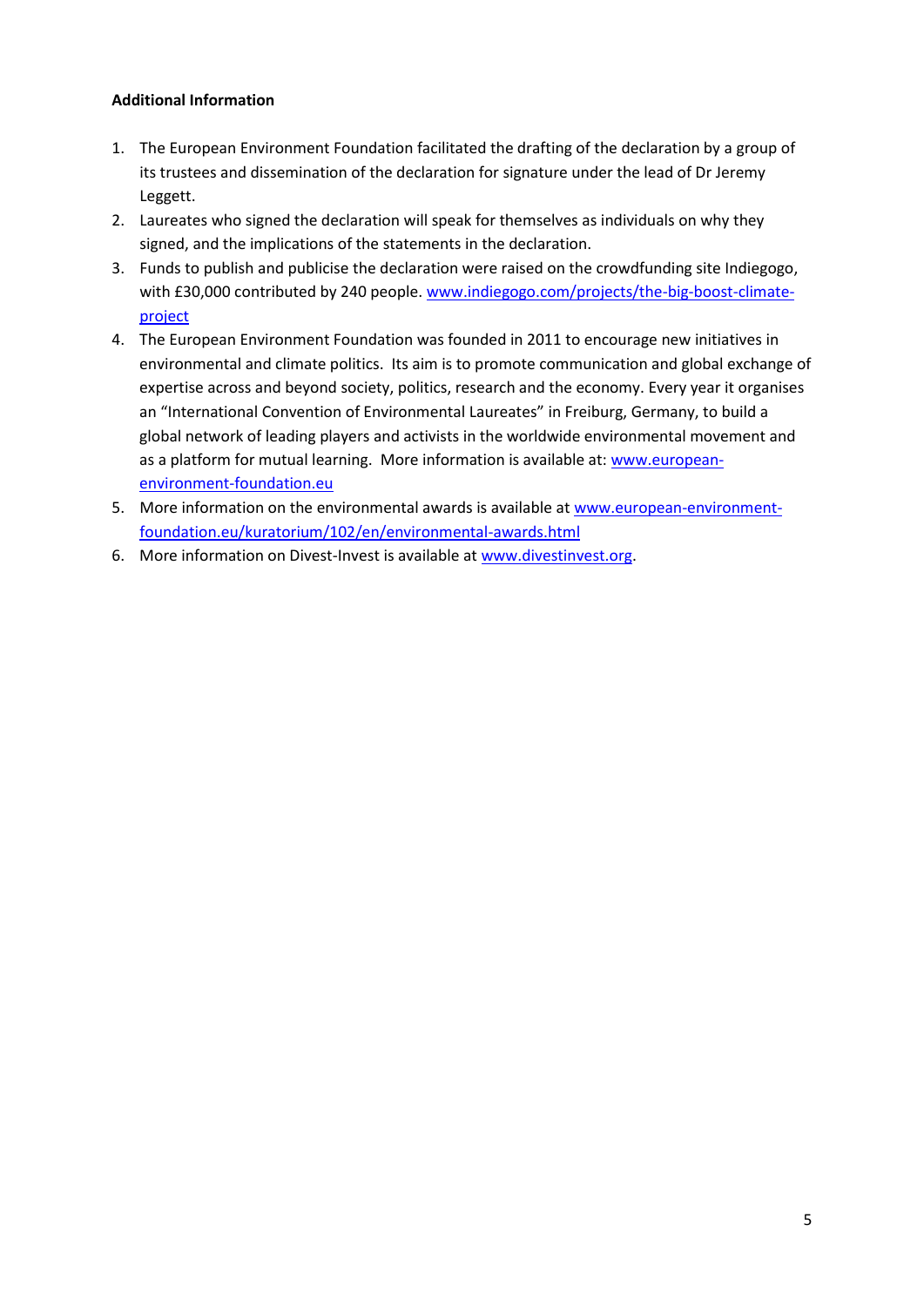**Additional Information**

1. The European Environment Foundation facilitated the drafting of the declaration by a group of its trustees and dissemination of the declaration for signature under the lead of Dr Jeremy Leggett.
2. Laureates who signed the declaration will speak for themselves as individuals on why they signed, and the implications of the statements in the declaration.
3. Funds to publish and publicise the declaration were raised on the crowdfunding site Indiegogo, with £30,000 contributed by 240 people. [www.indiegogo.com/projects/the-big-boost-climate-project](www.indiegogo.com/projects/the-big-boost-climate-project)
4. The European Environment Foundation was founded in 2011 to encourage new initiatives in environmental and climate politics. Its aim is to promote communication and global exchange of expertise across and beyond society, politics, research and the economy. Every year it organises an "International Convention of Environmental Laureates" in Freiburg, Germany, to build a global network of leading players and activists in the worldwide environmental movement and as a platform for mutual learning. More information is available at: [www.european-environment-foundation.eu](www.european-environment-foundation.eu)
5. More information on the environmental awards is available at [www.european-environment-foundation.eu/kuratorium/102/en/environmental-awards.html](www.european-environment-foundation.eu/kuratorium/102/en/environmental-awards.html)
6. More information on Divest-Invest is available at [www.divestinvest.org](www.divestinvest.org).